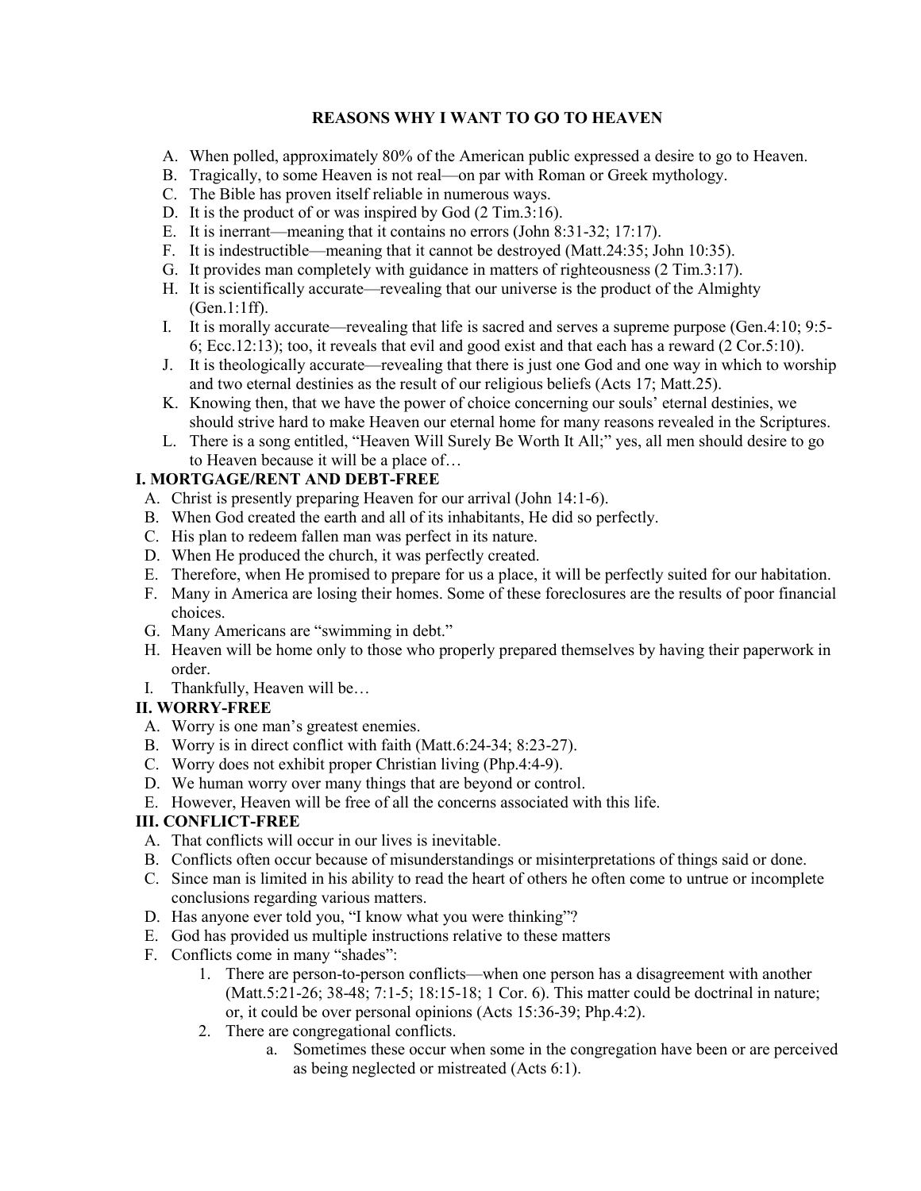# REASONS WHY I WANT TO GO TO HEAVEN

A. When polled, approximately 80% of the American public expressed a desire to go to Heaven.
B. Tragically, to some Heaven is not real—on par with Roman or Greek mythology.
C. The Bible has proven itself reliable in numerous ways.
D. It is the product of or was inspired by God (2 Tim.3:16).
E. It is inerrant—meaning that it contains no errors (John 8:31-32; 17:17).
F. It is indestructible—meaning that it cannot be destroyed (Matt.24:35; John 10:35).
G. It provides man completely with guidance in matters of righteousness (2 Tim.3:17).
H. It is scientifically accurate—revealing that our universe is the product of the Almighty (Gen.1:1ff).
I. It is morally accurate—revealing that life is sacred and serves a supreme purpose (Gen.4:10; 9:5-6; Ecc.12:13); too, it reveals that evil and good exist and that each has a reward (2 Cor.5:10).
J. It is theologically accurate—revealing that there is just one God and one way in which to worship and two eternal destinies as the result of our religious beliefs (Acts 17; Matt.25).
K. Knowing then, that we have the power of choice concerning our souls' eternal destinies, we should strive hard to make Heaven our eternal home for many reasons revealed in the Scriptures.
L. There is a song entitled, "Heaven Will Surely Be Worth It All;" yes, all men should desire to go to Heaven because it will be a place of…

## I. MORTGAGE/RENT AND DEBT-FREE

A. Christ is presently preparing Heaven for our arrival (John 14:1-6).
B. When God created the earth and all of its inhabitants, He did so perfectly.
C. His plan to redeem fallen man was perfect in its nature.
D. When He produced the church, it was perfectly created.
E. Therefore, when He promised to prepare for us a place, it will be perfectly suited for our habitation.
F. Many in America are losing their homes. Some of these foreclosures are the results of poor financial choices.
G. Many Americans are "swimming in debt."
H. Heaven will be home only to those who properly prepared themselves by having their paperwork in order.
I. Thankfully, Heaven will be…

## II. WORRY-FREE

A. Worry is one man's greatest enemies.
B. Worry is in direct conflict with faith (Matt.6:24-34; 8:23-27).
C. Worry does not exhibit proper Christian living (Php.4:4-9).
D. We human worry over many things that are beyond or control.
E. However, Heaven will be free of all the concerns associated with this life.

## III. CONFLICT-FREE

A. That conflicts will occur in our lives is inevitable.
B. Conflicts often occur because of misunderstandings or misinterpretations of things said or done.
C. Since man is limited in his ability to read the heart of others he often come to untrue or incomplete conclusions regarding various matters.
D. Has anyone ever told you, "I know what you were thinking"?
E. God has provided us multiple instructions relative to these matters
F. Conflicts come in many "shades":
    1. There are person-to-person conflicts—when one person has a disagreement with another (Matt.5:21-26; 38-48; 7:1-5; 18:15-18; 1 Cor. 6). This matter could be doctrinal in nature; or, it could be over personal opinions (Acts 15:36-39; Php.4:2).
    2. There are congregational conflicts.
        a. Sometimes these occur when some in the congregation have been or are perceived as being neglected or mistreated (Acts 6:1).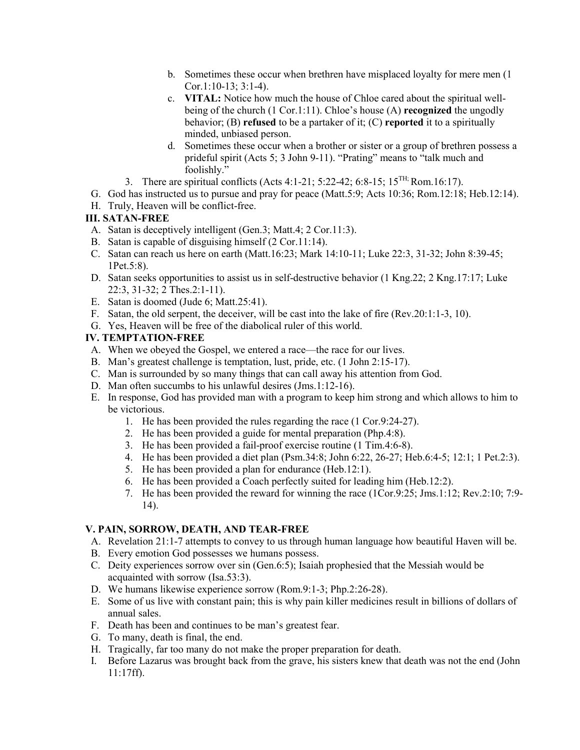- b. Sometimes these occur when brethren have misplaced loyalty for mere men (1 Cor.1:10-13; 3:1-4).
   - c. **VITAL:** Notice how much the house of Chloe cared about the spiritual well-being of the church (1 Cor.1:11). Chloe's house (A) **recognized** the ungodly behavior; (B) **refused** to be a partaker of it; (C) **reported** it to a spiritually minded, unbiased person.
   - d. Sometimes these occur when a brother or sister or a group of brethren possess a prideful spirit (Acts 5; 3 John 9-11). "Prating" means to "talk much and foolishly."
  3. There are spiritual conflicts (Acts 4:1-21; 5:22-42; 6:8-15; 15TH; Rom.16:17).
- G. God has instructed us to pursue and pray for peace (Matt.5:9; Acts 10:36; Rom.12:18; Heb.12:14).
- H. Truly, Heaven will be conflict-free.

**III. SATAN-FREE**

- A. Satan is deceptively intelligent (Gen.3; Matt.4; 2 Cor.11:3).
- B. Satan is capable of disguising himself (2 Cor.11:14).
- C. Satan can reach us here on earth (Matt.16:23; Mark 14:10-11; Luke 22:3, 31-32; John 8:39-45; 1Pet.5:8).
- D. Satan seeks opportunities to assist us in self-destructive behavior (1 Kng.22; 2 Kng.17:17; Luke 22:3, 31-32; 2 Thes.2:1-11).
- E. Satan is doomed (Jude 6; Matt.25:41).
- F. Satan, the old serpent, the deceiver, will be cast into the lake of fire (Rev.20:1:1-3, 10).
- G. Yes, Heaven will be free of the diabolical ruler of this world.

**IV. TEMPTATION-FREE**

- A. When we obeyed the Gospel, we entered a race—the race for our lives.
- B. Man's greatest challenge is temptation, lust, pride, etc. (1 John 2:15-17).
- C. Man is surrounded by so many things that can call away his attention from God.
- D. Man often succumbs to his unlawful desires (Jms.1:12-16).
- E. In response, God has provided man with a program to keep him strong and which allows to him to be victorious.
  1. He has been provided the rules regarding the race (1 Cor.9:24-27).
  2. He has been provided a guide for mental preparation (Php.4:8).
  3. He has been provided a fail-proof exercise routine (1 Tim.4:6-8).
  4. He has been provided a diet plan (Psm.34:8; John 6:22, 26-27; Heb.6:4-5; 12:1; 1 Pet.2:3).
  5. He has been provided a plan for endurance (Heb.12:1).
  6. He has been provided a Coach perfectly suited for leading him (Heb.12:2).
  7. He has been provided the reward for winning the race (1Cor.9:25; Jms.1:12; Rev.2:10; 7:9-14).

**V. PAIN, SORROW, DEATH, AND TEAR-FREE**

- A. Revelation 21:1-7 attempts to convey to us through human language how beautiful Haven will be.
- B. Every emotion God possesses we humans possess.
- C. Deity experiences sorrow over sin (Gen.6:5); Isaiah prophesied that the Messiah would be acquainted with sorrow (Isa.53:3).
- D. We humans likewise experience sorrow (Rom.9:1-3; Php.2:26-28).
- E. Some of us live with constant pain; this is why pain killer medicines result in billions of dollars of annual sales.
- F. Death has been and continues to be man's greatest fear.
- G. To many, death is final, the end.
- H. Tragically, far too many do not make the proper preparation for death.
- I. Before Lazarus was brought back from the grave, his sisters knew that death was not the end (John 11:17ff).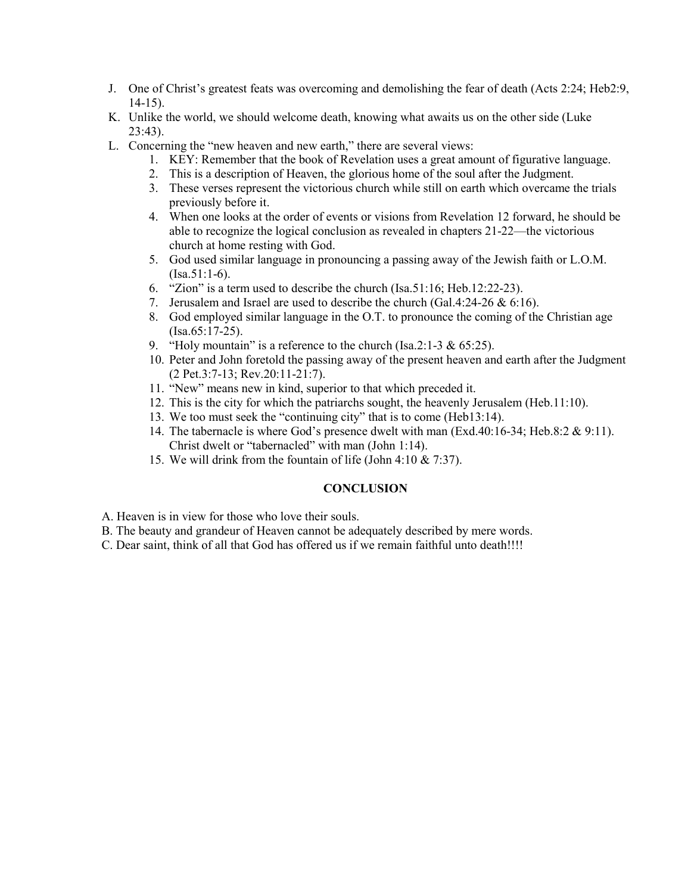J. One of Christ's greatest feats was overcoming and demolishing the fear of death (Acts 2:24; Heb2:9, 14-15).

K. Unlike the world, we should welcome death, knowing what awaits us on the other side (Luke 23:43).

L. Concerning the "new heaven and new earth," there are several views:

1. KEY: Remember that the book of Revelation uses a great amount of figurative language.
2. This is a description of Heaven, the glorious home of the soul after the Judgment.
3. These verses represent the victorious church while still on earth which overcame the trials previously before it.
4. When one looks at the order of events or visions from Revelation 12 forward, he should be able to recognize the logical conclusion as revealed in chapters 21-22—the victorious church at home resting with God.
5. God used similar language in pronouncing a passing away of the Jewish faith or L.O.M. (Isa.51:1-6).
6. "Zion" is a term used to describe the church (Isa.51:16; Heb.12:22-23).
7. Jerusalem and Israel are used to describe the church (Gal.4:24-26 & 6:16).
8. God employed similar language in the O.T. to pronounce the coming of the Christian age (Isa.65:17-25).
9. "Holy mountain" is a reference to the church (Isa.2:1-3 & 65:25).
10. Peter and John foretold the passing away of the present heaven and earth after the Judgment (2 Pet.3:7-13; Rev.20:11-21:7).
11. "New" means new in kind, superior to that which preceded it.
12. This is the city for which the patriarchs sought, the heavenly Jerusalem (Heb.11:10).
13. We too must seek the "continuing city" that is to come (Heb13:14).
14. The tabernacle is where God's presence dwelt with man (Exd.40:16-34; Heb.8:2 & 9:11). Christ dwelt or "tabernacled" with man (John 1:14).
15. We will drink from the fountain of life (John 4:10 & 7:37).

## CONCLUSION

A. Heaven is in view for those who love their souls.

B. The beauty and grandeur of Heaven cannot be adequately described by mere words.

C. Dear saint, think of all that God has offered us if we remain faithful unto death!!!!